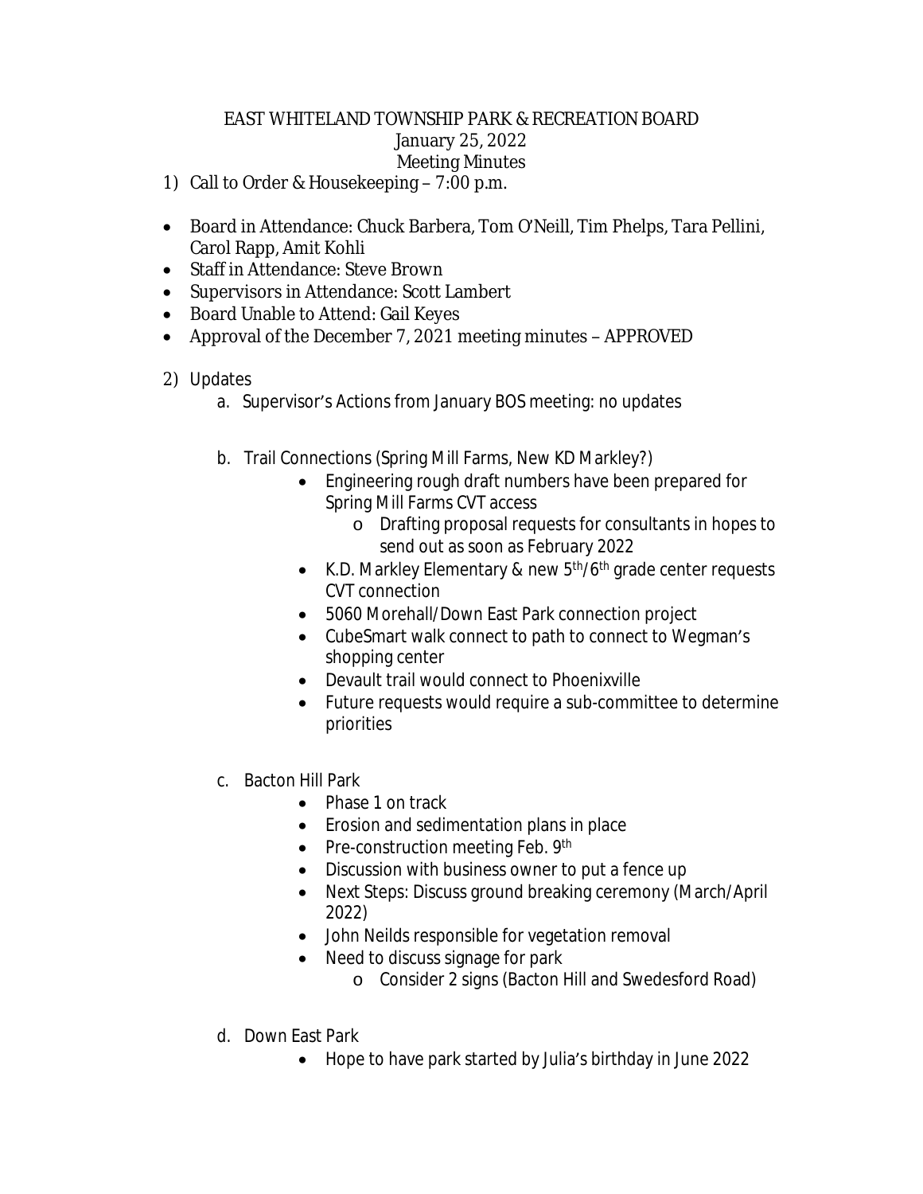# EAST WHITELAND TOWNSHIP PARK & RECREATION BOARD
## January 25, 2022
## Meeting Minutes

1) Call to Order & Housekeeping – 7:00 p.m.

- Board in Attendance: Chuck Barbera, Tom O'Neill, Tim Phelps, Tara Pellini, Carol Rapp, Amit Kohli
- Staff in Attendance: Steve Brown
- Supervisors in Attendance: Scott Lambert
- Board Unable to Attend: Gail Keyes
- Approval of the December 7, 2021 meeting minutes – APPROVED

2) Updates
   a. Supervisor's Actions from January BOS meeting: no updates

   b. Trail Connections (Spring Mill Farms, New KD Markley?)
      - Engineering rough draft numbers have been prepared for Spring Mill Farms CVT access
         - Drafting proposal requests for consultants in hopes to send out as soon as February 2022
      - K.D. Markley Elementary & new 5th/6th grade center requests CVT connection
      - 5060 Morehall/Down East Park connection project
      - CubeSmart walk connect to path to connect to Wegman's shopping center
      - Devault trail would connect to Phoenixville
      - Future requests would require a sub-committee to determine priorities

   c. Bacton Hill Park
      - Phase 1 on track
      - Erosion and sedimentation plans in place
      - Pre-construction meeting Feb. 9th
      - Discussion with business owner to put a fence up
      - Next Steps: Discuss ground breaking ceremony (March/April 2022)
      - John Neilds responsible for vegetation removal
      - Need to discuss signage for park
         - Consider 2 signs (Bacton Hill and Swedesford Road)

   d. Down East Park
      - Hope to have park started by Julia's birthday in June 2022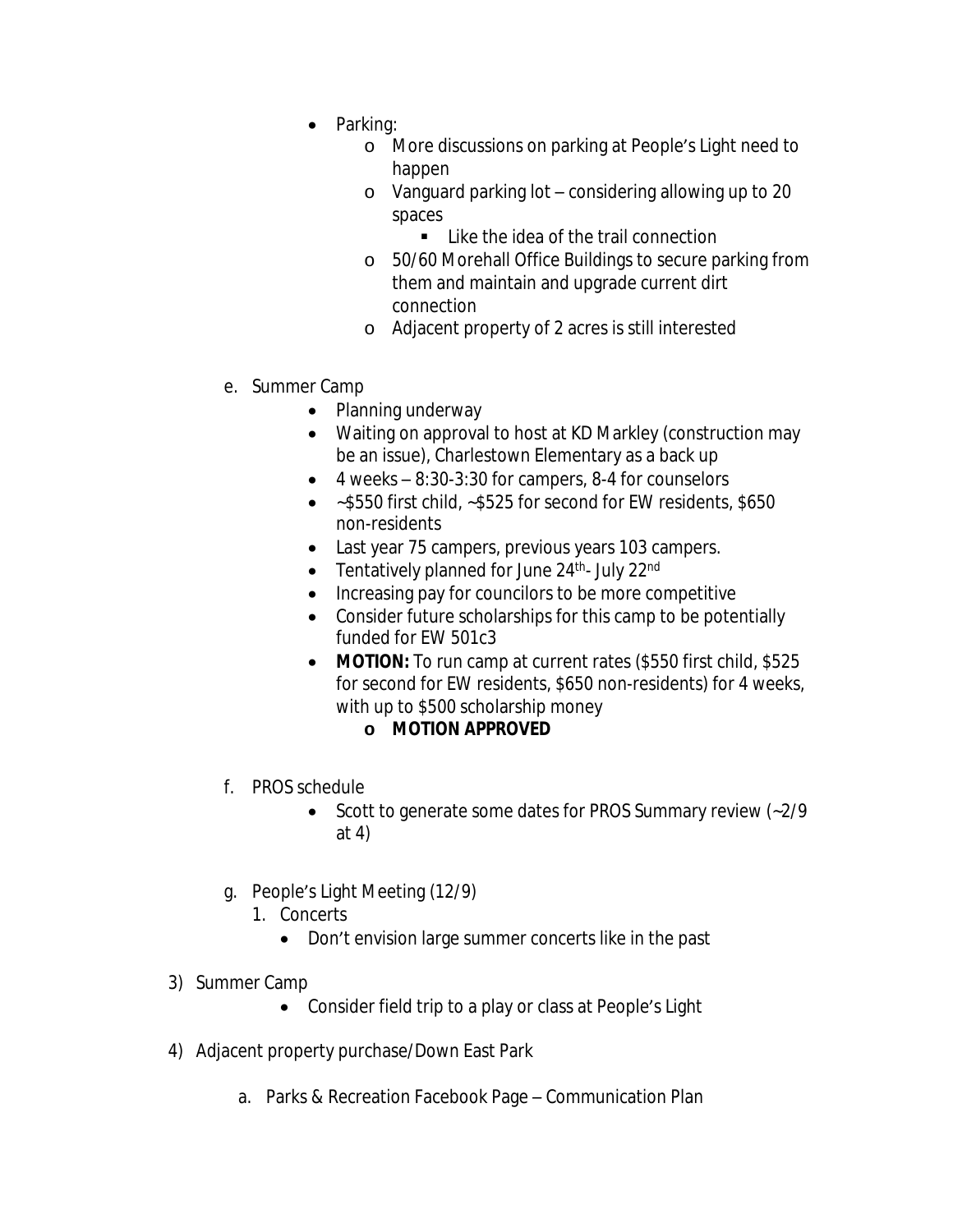- Parking:
    - More discussions on parking at People's Light need to happen
    - Vanguard parking lot – considering allowing up to 20 spaces
        - Like the idea of the trail connection
    - 50/60 Morehall Office Buildings to secure parking from them and maintain and upgrade current dirt connection
    - Adjacent property of 2 acres is still interested

e. Summer Camp

- Planning underway
- Waiting on approval to host at KD Markley (construction may be an issue), Charlestown Elementary as a back up
- 4 weeks – 8:30-3:30 for campers, 8-4 for counselors
- ~$550 first child, ~$525 for second for EW residents, $650 non-residents
- Last year 75 campers, previous years 103 campers.
- Tentatively planned for June 24th- July 22nd
- Increasing pay for councilors to be more competitive
- Consider future scholarships for this camp to be potentially funded for EW 501c3
- **MOTION:** To run camp at current rates ($550 first child, $525 for second for EW residents, $650 non-residents) for 4 weeks, with up to $500 scholarship money
    - **MOTION APPROVED**

f. PROS schedule

- Scott to generate some dates for PROS Summary review (~2/9 at 4)

g. People's Light Meeting (12/9)

1. Concerts
    - Don't envision large summer concerts like in the past

3) Summer Camp

- Consider field trip to a play or class at People's Light

4) Adjacent property purchase/Down East Park

a. Parks & Recreation Facebook Page – Communication Plan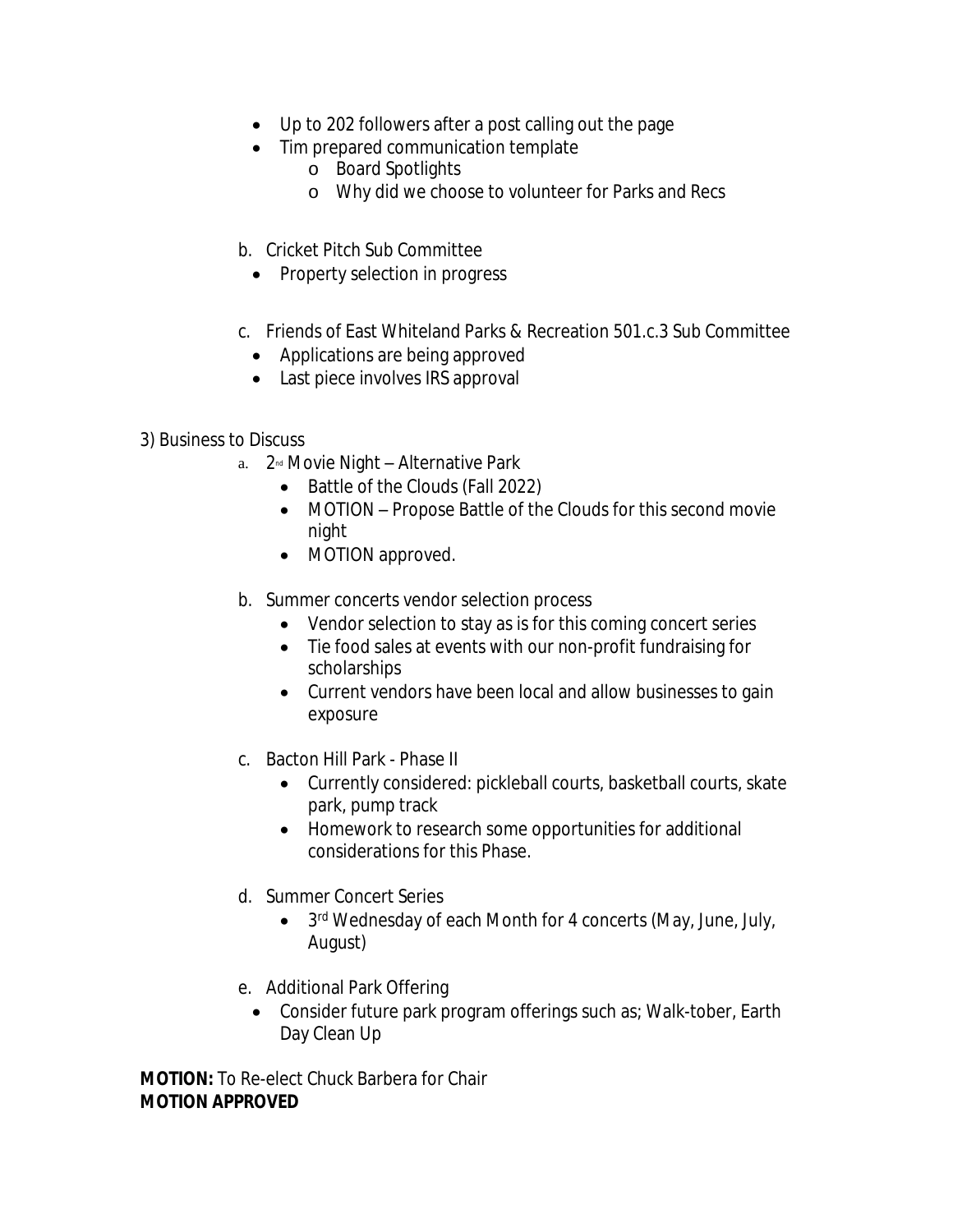- Up to 202 followers after a post calling out the page
- Tim prepared communication template
  - Board Spotlights
  - Why did we choose to volunteer for Parks and Recs

b. Cricket Pitch Sub Committee

- Property selection in progress

c. Friends of East Whiteland Parks & Recreation 501.c.3 Sub Committee

- Applications are being approved
- Last piece involves IRS approval

3) Business to Discuss

a. 2nd Movie Night – Alternative Park

- Battle of the Clouds (Fall 2022)
- MOTION – Propose Battle of the Clouds for this second movie night
- MOTION approved.

b. Summer concerts vendor selection process

- Vendor selection to stay as is for this coming concert series
- Tie food sales at events with our non-profit fundraising for scholarships
- Current vendors have been local and allow businesses to gain exposure

c. Bacton Hill Park - Phase II

- Currently considered: pickleball courts, basketball courts, skate park, pump track
- Homework to research some opportunities for additional considerations for this Phase.

d. Summer Concert Series

- 3rd Wednesday of each Month for 4 concerts (May, June, July, August)

e. Additional Park Offering

- Consider future park program offerings such as; Walk-tober, Earth Day Clean Up

**MOTION:** To Re-elect Chuck Barbera for Chair
**MOTION APPROVED**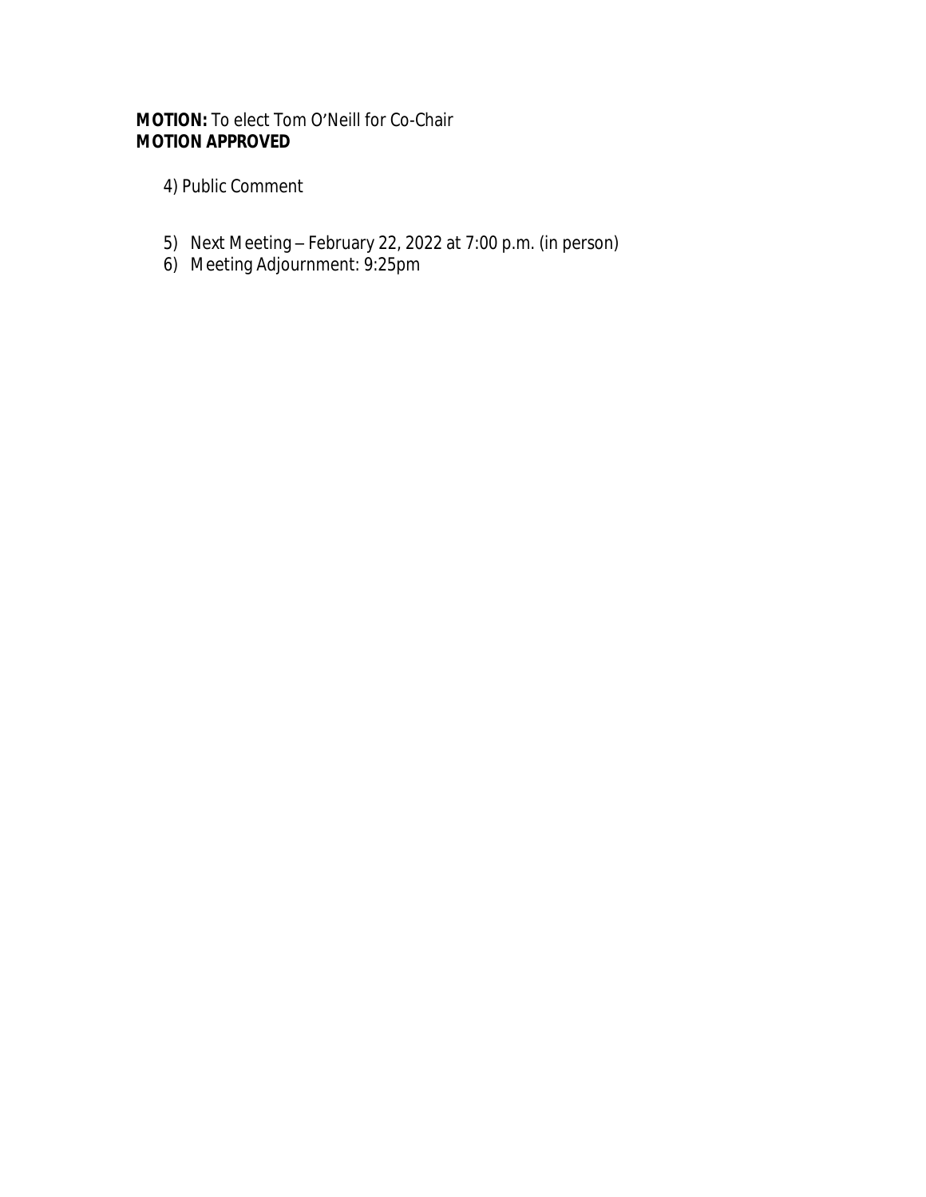**MOTION:** To elect Tom O'Neill for Co-Chair
**MOTION APPROVED**

4) Public Comment

5) Next Meeting – February 22, 2022 at 7:00 p.m. (in person)
6) Meeting Adjournment: 9:25pm